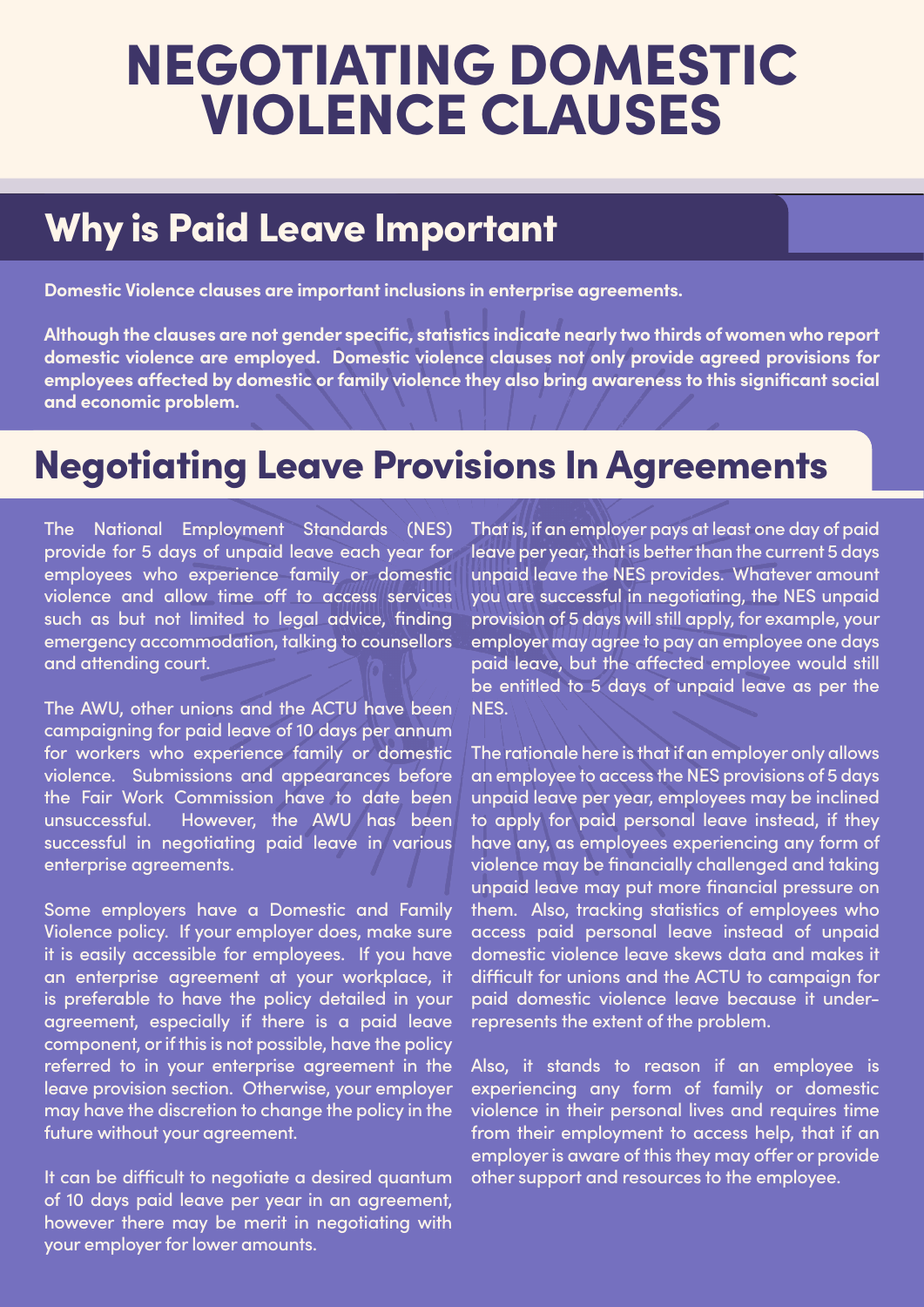# NEGOTIATING DOMESTIC VIOLENCE CLAUSES

## Why is Paid Leave Important

**Domestic Violence clauses are important inclusions in enterprise agreements.**

**Although the clauses are not gender specific, statistics indicate nearly two thirds of women who report domestic violence are employed. Domestic violence clauses not only provide agreed provisions for employees affected by domestic or family violence they also bring awareness to this significant social and economic problem.**

## Negotiating Leave Provisions In Agreements

The National Employment Standards (NES) provide for 5 days of unpaid leave each year for employees who experience family or domestic violence and allow time off to access services such as but not limited to legal advice, finding emergency accommodation, talking to counsellors and attending court.

The AWU, other unions and the ACTU have been campaigning for paid leave of 10 days per annum for workers who experience family or domestic violence. Submissions and appearances before the Fair Work Commission have to date been unsuccessful. However, the AWU has been successful in negotiating paid leave in various enterprise agreements.

Some employers have a Domestic and Family Violence policy. If your employer does, make sure it is easily accessible for employees. If you have an enterprise agreement at your workplace, it is preferable to have the policy detailed in your agreement, especially if there is a paid leave component, or if this is not possible, have the policy referred to in your enterprise agreement in the leave provision section. Otherwise, your employer may have the discretion to change the policy in the future without your agreement.

It can be difficult to negotiate a desired quantum of 10 days paid leave per year in an agreement, however there may be merit in negotiating with your employer for lower amounts.

That is, if an employer pays at least one day of paid leave per year, that is better than the current 5 days unpaid leave the NES provides. Whatever amount you are successful in negotiating, the NES unpaid provision of 5 days will still apply, for example, your employer may agree to pay an employee one days paid leave, but the affected employee would still be entitled to 5 days of unpaid leave as per the NES.

The rationale here is that if an employer only allows an employee to access the NES provisions of 5 days unpaid leave per year, employees may be inclined to apply for paid personal leave instead, if they have any, as employees experiencing any form of violence may be financially challenged and taking unpaid leave may put more financial pressure on them. Also, tracking statistics of employees who access paid personal leave instead of unpaid domestic violence leave skews data and makes it difficult for unions and the ACTU to campaign for paid domestic violence leave because it under-represents the extent of the problem.

Also, it stands to reason if an employee is experiencing any form of family or domestic violence in their personal lives and requires time from their employment to access help, that if an employer is aware of this they may offer or provide other support and resources to the employee.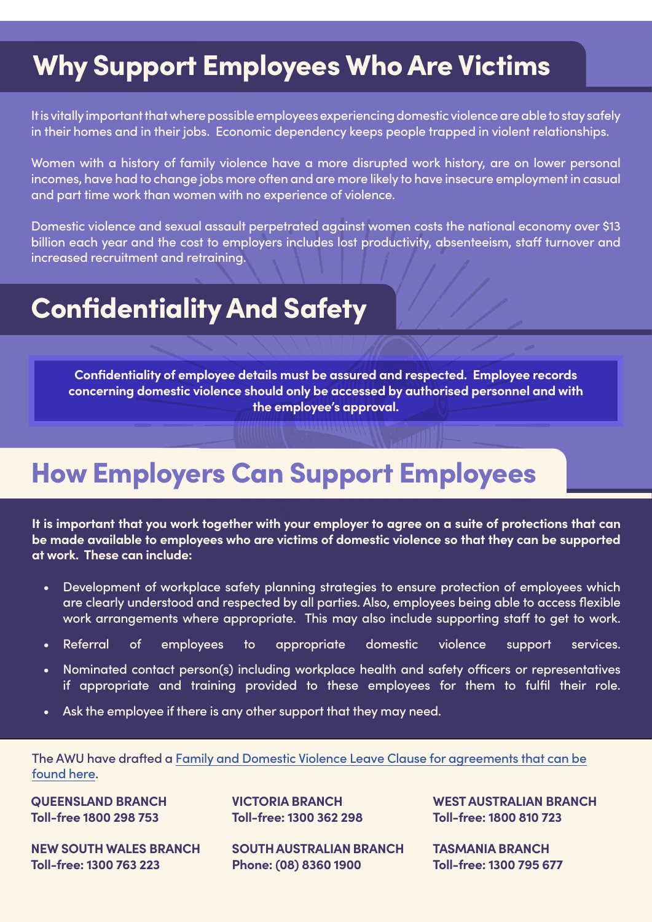## Why Support Employees Who Are Victims

It is vitally important that where possible employees experiencing domestic violence are able to stay safely in their homes and in their jobs. Economic dependency keeps people trapped in violent relationships.

Women with a history of family violence have a more disrupted work history, are on lower personal incomes, have had to change jobs more often and are more likely to have insecure employment in casual and part time work than women with no experience of violence.

Domestic violence and sexual assault perpetrated against women costs the national economy over $13 billion each year and the cost to employers includes lost productivity, absenteeism, staff turnover and increased recruitment and retraining.

## Confidentiality And Safety

**Confidentiality of employee details must be assured and respected. Employee records concerning domestic violence should only be accessed by authorised personnel and with the employee's approval.**

## How Employers Can Support Employees

**It is important that you work together with your employer to agree on a suite of protections that can be made available to employees who are victims of domestic violence so that they can be supported at work. These can include:**

- Development of workplace safety planning strategies to ensure protection of employees which are clearly understood and respected by all parties. Also, employees being able to access flexible work arrangements where appropriate. This may also include supporting staff to get to work.
- Referral of employees to appropriate domestic violence support services.
- Nominated contact person(s) including workplace health and safety officers or representatives if appropriate and training provided to these employees for them to fulfil their role.
- Ask the employee if there is any other support that they may need.

The AWU have drafted a Family and Domestic Violence Leave Clause for agreements that can be found here.

**QUEENSLAND BRANCH**
**Toll-free 1800 298 753**

**NEW SOUTH WALES BRANCH**
**Toll-free: 1300 763 223**

**VICTORIA BRANCH**
**Toll-free: 1300 362 298**

**SOUTH AUSTRALIAN BRANCH**
**Phone: (08) 8360 1900**

**WEST AUSTRALIAN BRANCH**
**Toll-free: 1800 810 723**

**TASMANIA BRANCH**
**Toll-free: 1300 795 677**